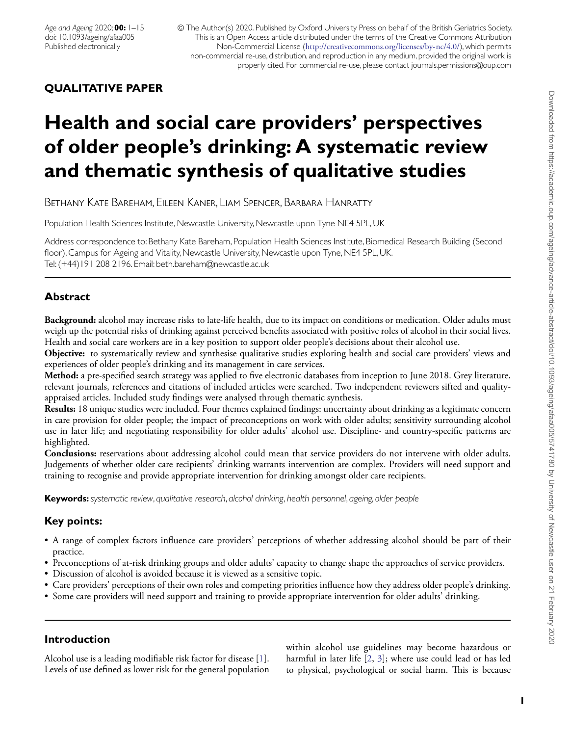**QUALITATIVE PAPER**

# Health and social care providers' perspectives of older people's drinking: A systematic review and thematic synthesis of qualitative studies

Bethany Kate Bareham, Eileen Kaner, Liam Spencer, Barbara Hanratty

Population Health Sciences Institute, Newcastle University, Newcastle upon Tyne NE4 5PL, UK

Address correspondence to: Bethany Kate Bareham, Population Health Sciences Institute, Biomedical Research Building (Second floor), Campus for Ageing and Vitality, Newcastle University, Newcastle upon Tyne, NE4 5PL, UK. Tel: (+44)191 208 2196. Email: beth.bareham@newcastle.ac.uk

## Abstract

**Background:** alcohol may increase risks to late-life health, due to its impact on conditions or medication. Older adults must weigh up the potential risks of drinking against perceived benefits associated with positive roles of alcohol in their social lives. Health and social care workers are in a key position to support older people's decisions about their alcohol use.

**Objective:** to systematically review and synthesise qualitative studies exploring health and social care providers' views and experiences of older people's drinking and its management in care services.

**Method:** a pre-specified search strategy was applied to five electronic databases from inception to June 2018. Grey literature, relevant journals, references and citations of included articles were searched. Two independent reviewers sifted and quality-appraised articles. Included study findings were analysed through thematic synthesis.

**Results:** 18 unique studies were included. Four themes explained findings: uncertainty about drinking as a legitimate concern in care provision for older people; the impact of preconceptions on work with older adults; sensitivity surrounding alcohol use in later life; and negotiating responsibility for older adults' alcohol use. Discipline- and country-specific patterns are highlighted.

**Conclusions:** reservations about addressing alcohol could mean that service providers do not intervene with older adults. Judgements of whether older care recipients' drinking warrants intervention are complex. Providers will need support and training to recognise and provide appropriate intervention for drinking amongst older care recipients.

**Keywords:** *systematic review, qualitative research, alcohol drinking, health personnel, ageing, older people*

## Key points:

- A range of complex factors influence care providers' perceptions of whether addressing alcohol should be part of their practice.
- Preconceptions of at-risk drinking groups and older adults' capacity to change shape the approaches of service providers.
- Discussion of alcohol is avoided because it is viewed as a sensitive topic.
- Care providers' perceptions of their own roles and competing priorities influence how they address older people's drinking.
- Some care providers will need support and training to provide appropriate intervention for older adults' drinking.

## Introduction

Alcohol use is a leading modifiable risk factor for disease [1]. Levels of use defined as lower risk for the general population within alcohol use guidelines may become hazardous or harmful in later life [2, 3]; where use could lead or has led to physical, psychological or social harm. This is because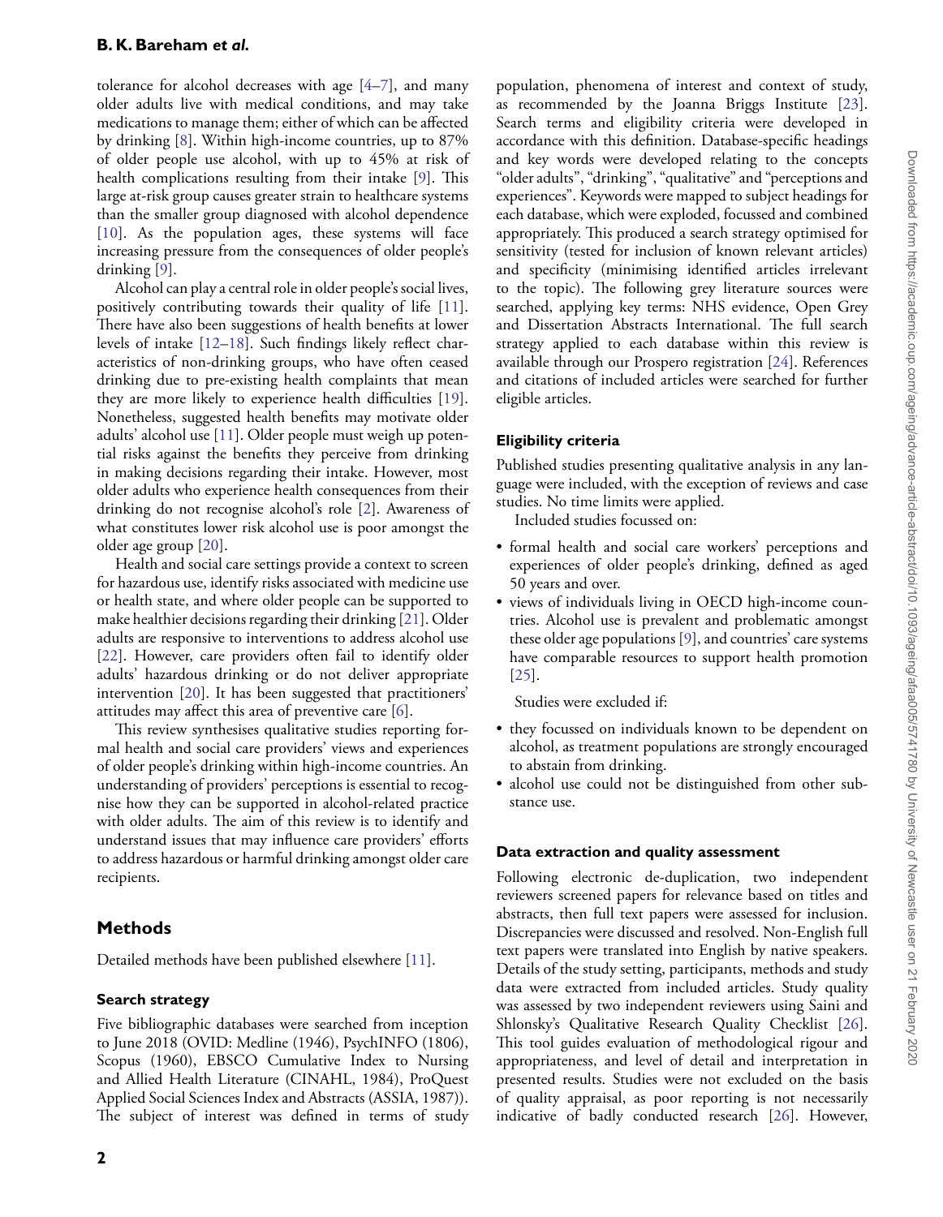tolerance for alcohol decreases with age [4–7], and many older adults live with medical conditions, and may take medications to manage them; either of which can be affected by drinking [8]. Within high-income countries, up to 87% of older people use alcohol, with up to 45% at risk of health complications resulting from their intake [9]. This large at-risk group causes greater strain to healthcare systems than the smaller group diagnosed with alcohol dependence [10]. As the population ages, these systems will face increasing pressure from the consequences of older people's drinking [9].

Alcohol can play a central role in older people's social lives, positively contributing towards their quality of life [11]. There have also been suggestions of health benefits at lower levels of intake [12–18]. Such findings likely reflect characteristics of non-drinking groups, who have often ceased drinking due to pre-existing health complaints that mean they are more likely to experience health difficulties [19]. Nonetheless, suggested health benefits may motivate older adults' alcohol use [11]. Older people must weigh up potential risks against the benefits they perceive from drinking in making decisions regarding their intake. However, most older adults who experience health consequences from their drinking do not recognise alcohol's role [2]. Awareness of what constitutes lower risk alcohol use is poor amongst the older age group [20].

Health and social care settings provide a context to screen for hazardous use, identify risks associated with medicine use or health state, and where older people can be supported to make healthier decisions regarding their drinking [21]. Older adults are responsive to interventions to address alcohol use [22]. However, care providers often fail to identify older adults' hazardous drinking or do not deliver appropriate intervention [20]. It has been suggested that practitioners' attitudes may affect this area of preventive care [6].

This review synthesises qualitative studies reporting formal health and social care providers' views and experiences of older people's drinking within high-income countries. An understanding of providers' perceptions is essential to recognise how they can be supported in alcohol-related practice with older adults. The aim of this review is to identify and understand issues that may influence care providers' efforts to address hazardous or harmful drinking amongst older care recipients.

## Methods

Detailed methods have been published elsewhere [11].

### Search strategy

Five bibliographic databases were searched from inception to June 2018 (OVID: Medline (1946), PsychINFO (1806), Scopus (1960), EBSCO Cumulative Index to Nursing and Allied Health Literature (CINAHL, 1984), ProQuest Applied Social Sciences Index and Abstracts (ASSIA, 1987)). The subject of interest was defined in terms of study population, phenomena of interest and context of study, as recommended by the Joanna Briggs Institute [23]. Search terms and eligibility criteria were developed in accordance with this definition. Database-specific headings and key words were developed relating to the concepts "older adults", "drinking", "qualitative" and "perceptions and experiences". Keywords were mapped to subject headings for each database, which were exploded, focussed and combined appropriately. This produced a search strategy optimised for sensitivity (tested for inclusion of known relevant articles) and specificity (minimising identified articles irrelevant to the topic). The following grey literature sources were searched, applying key terms: NHS evidence, Open Grey and Dissertation Abstracts International. The full search strategy applied to each database within this review is available through our Prospero registration [24]. References and citations of included articles were searched for further eligible articles.

### Eligibility criteria

Published studies presenting qualitative analysis in any language were included, with the exception of reviews and case studies. No time limits were applied.

Included studies focussed on:

- formal health and social care workers' perceptions and experiences of older people's drinking, defined as aged 50 years and over.
- views of individuals living in OECD high-income countries. Alcohol use is prevalent and problematic amongst these older age populations [9], and countries' care systems have comparable resources to support health promotion [25].

Studies were excluded if:

- they focussed on individuals known to be dependent on alcohol, as treatment populations are strongly encouraged to abstain from drinking.
- alcohol use could not be distinguished from other substance use.

### Data extraction and quality assessment

Following electronic de-duplication, two independent reviewers screened papers for relevance based on titles and abstracts, then full text papers were assessed for inclusion. Discrepancies were discussed and resolved. Non-English full text papers were translated into English by native speakers. Details of the study setting, participants, methods and study data were extracted from included articles. Study quality was assessed by two independent reviewers using Saini and Shlonsky's Qualitative Research Quality Checklist [26]. This tool guides evaluation of methodological rigour and appropriateness, and level of detail and interpretation in presented results. Studies were not excluded on the basis of quality appraisal, as poor reporting is not necessarily indicative of badly conducted research [26]. However,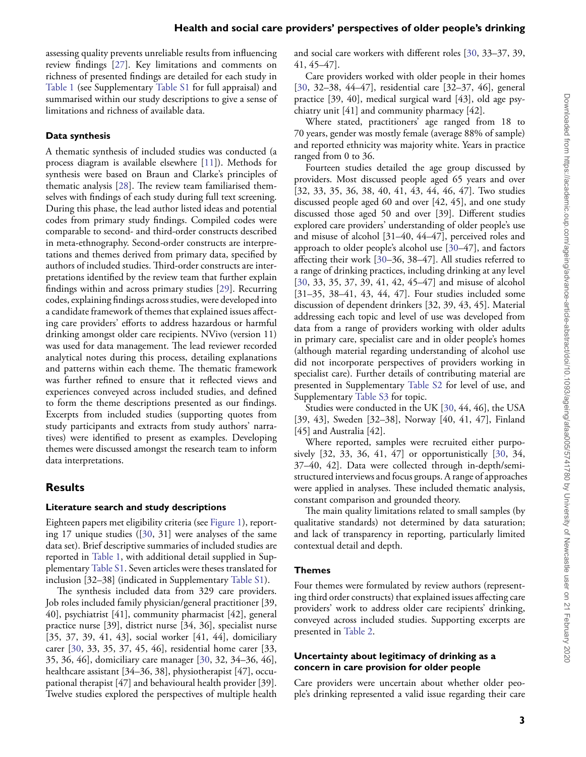assessing quality prevents unreliable results from influencing review findings [27]. Key limitations and comments on richness of presented findings are detailed for each study in Table 1 (see Supplementary Table S1 for full appraisal) and summarised within our study descriptions to give a sense of limitations and richness of available data.

### Data synthesis

A thematic synthesis of included studies was conducted (a process diagram is available elsewhere [11]). Methods for synthesis were based on Braun and Clarke's principles of thematic analysis [28]. The review team familiarised themselves with findings of each study during full text screening. During this phase, the lead author listed ideas and potential codes from primary study findings. Compiled codes were comparable to second- and third-order constructs described in meta-ethnography. Second-order constructs are interpretations and themes derived from primary data, specified by authors of included studies. Third-order constructs are interpretations identified by the review team that further explain findings within and across primary studies [29]. Recurring codes, explaining findings across studies, were developed into a candidate framework of themes that explained issues affecting care providers' efforts to address hazardous or harmful drinking amongst older care recipients. NVivo (version 11) was used for data management. The lead reviewer recorded analytical notes during this process, detailing explanations and patterns within each theme. The thematic framework was further refined to ensure that it reflected views and experiences conveyed across included studies, and defined to form the theme descriptions presented as our findings. Excerpts from included studies (supporting quotes from study participants and extracts from study authors' narratives) were identified to present as examples. Developing themes were discussed amongst the research team to inform data interpretations.

## Results

### Literature search and study descriptions

Eighteen papers met eligibility criteria (see Figure 1), reporting 17 unique studies ([30, 31] were analyses of the same data set). Brief descriptive summaries of included studies are reported in Table 1, with additional detail supplied in Supplementary Table S1. Seven articles were theses translated for inclusion [32–38] (indicated in Supplementary Table S1).

The synthesis included data from 329 care providers. Job roles included family physician/general practitioner [39, 40], psychiatrist [41], community pharmacist [42], general practice nurse [39], district nurse [34, 36], specialist nurse [35, 37, 39, 41, 43], social worker [41, 44], domiciliary carer [30, 33, 35, 37, 45, 46], residential home carer [33, 35, 36, 46], domiciliary care manager [30, 32, 34–36, 46], healthcare assistant [34–36, 38], physiotherapist [47], occupational therapist [47] and behavioural health provider [39]. Twelve studies explored the perspectives of multiple health and social care workers with different roles [30, 33–37, 39, 41, 45–47].

Care providers worked with older people in their homes [30, 32–38, 44–47], residential care [32–37, 46], general practice [39, 40], medical surgical ward [43], old age psychiatry unit [41] and community pharmacy [42].

Where stated, practitioners' age ranged from 18 to 70 years, gender was mostly female (average 88% of sample) and reported ethnicity was majority white. Years in practice ranged from 0 to 36.

Fourteen studies detailed the age group discussed by providers. Most discussed people aged 65 years and over [32, 33, 35, 36, 38, 40, 41, 43, 44, 46, 47]. Two studies discussed people aged 60 and over [42, 45], and one study discussed those aged 50 and over [39]. Different studies explored care providers' understanding of older people's use and misuse of alcohol [31–40, 44–47], perceived roles and approach to older people's alcohol use [30–47], and factors affecting their work [30–36, 38–47]. All studies referred to a range of drinking practices, including drinking at any level [30, 33, 35, 37, 39, 41, 42, 45–47] and misuse of alcohol [31–35, 38–41, 43, 44, 47]. Four studies included some discussion of dependent drinkers [32, 39, 43, 45]. Material addressing each topic and level of use was developed from data from a range of providers working with older adults in primary care, specialist care and in older people's homes (although material regarding understanding of alcohol use did not incorporate perspectives of providers working in specialist care). Further details of contributing material are presented in Supplementary Table S2 for level of use, and Supplementary Table S3 for topic.

Studies were conducted in the UK [30, 44, 46], the USA [39, 43], Sweden [32–38], Norway [40, 41, 47], Finland [45] and Australia [42].

Where reported, samples were recruited either purposively [32, 33, 36, 41, 47] or opportunistically [30, 34, 37–40, 42]. Data were collected through in-depth/semi-structured interviews and focus groups. A range of approaches were applied in analyses. These included thematic analysis, constant comparison and grounded theory.

The main quality limitations related to small samples (by qualitative standards) not determined by data saturation; and lack of transparency in reporting, particularly limited contextual detail and depth.

### Themes

Four themes were formulated by review authors (representing third order constructs) that explained issues affecting care providers' work to address older care recipients' drinking, conveyed across included studies. Supporting excerpts are presented in Table 2.

### Uncertainty about legitimacy of drinking as a concern in care provision for older people

Care providers were uncertain about whether older people's drinking represented a valid issue regarding their care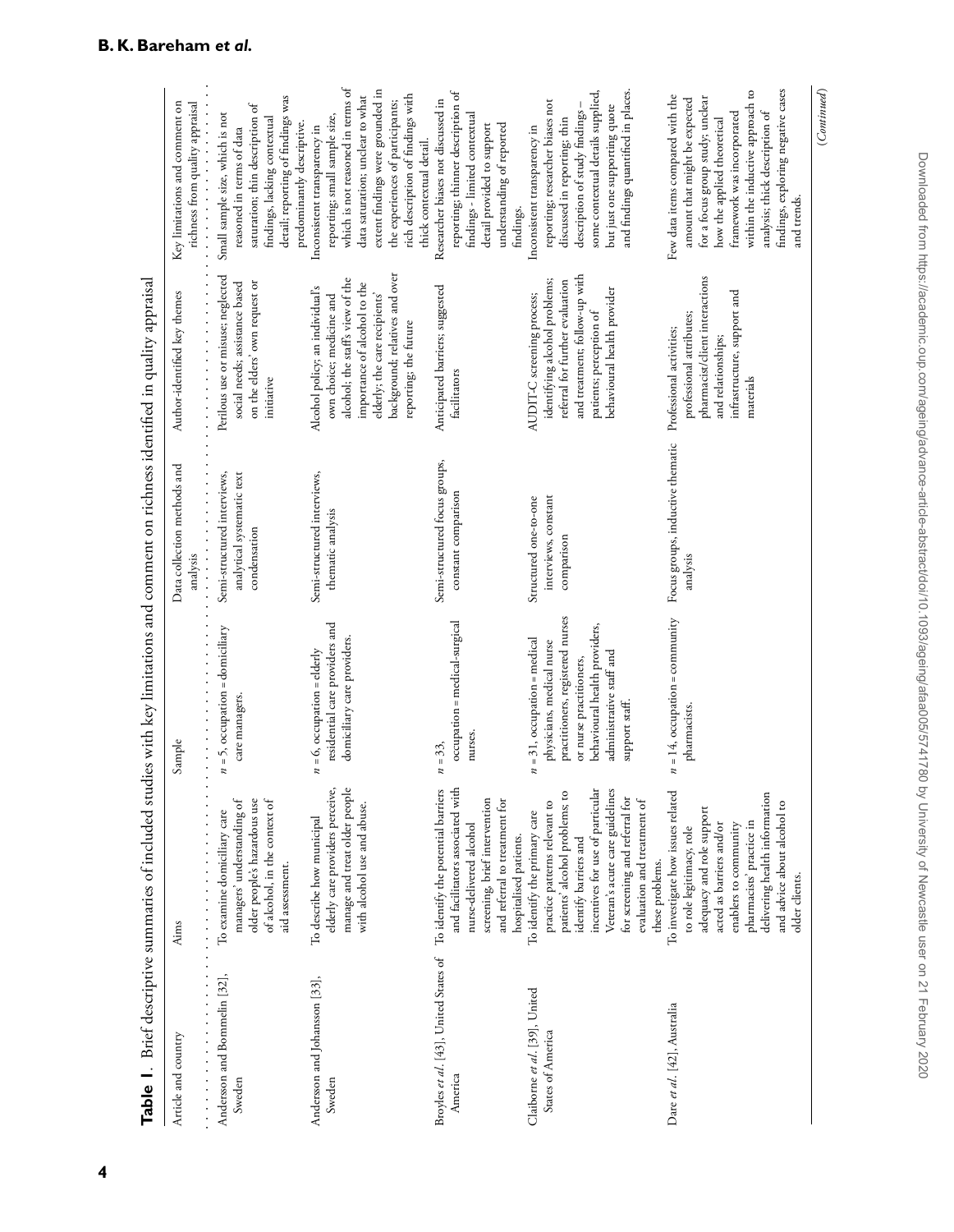**Table 1.** Brief descriptive summaries of included studies with key limitations and comment on richness identified in quality appraisal

| Article and country | Aims | Sample | Data collection methods and analysis | Author-identified key themes | Key limitations and comment on richness from quality appraisal |
|---|---|---|---|---|---|
| Andersson and Bommelin [32], Sweden | To examine domiciliary care managers' understanding of older people's hazardous use of alcohol, in the context of aid assessment. | n = 5, occupation = domiciliary care managers. | Semi-structured interviews, analytical systematic text condensation | Perilous use or misuse; neglected social needs; assistance based on the elders' own request or initiative | Small sample size, which is not reasoned in terms of data saturation; thin description of findings, lacking contextual detail; reporting of findings was predominantly descriptive. |
| Andersson and Johansson [33], Sweden | To describe how municipal elderly care providers perceive, manage and treat older people with alcohol use and abuse. | n = 6, occupation = elderly residential care providers and domiciliary care providers. | Semi-structured interviews, thematic analysis | Alcohol policy; an individual's own choice; medicine and alcohol; the staff's view of the importance of alcohol to the elderly; the care recipients' background; relatives and over reporting; the future | Inconsistent transparency in reporting; small sample size, which is not reasoned in terms of data saturation; unclear to what extent findings were grounded in the experiences of participants; rich description of findings with thick contextual detail. |
| Broyles *et al*. [43], United States of America | To identify the potential barriers and facilitators associated with nurse-delivered alcohol screening, brief intervention and referral to treatment for hospitalised patients. | n = 33, occupation = medical-surgical nurses. | Semi-structured focus groups, constant comparison | Anticipated barriers; suggested facilitators | Researcher biases not discussed in reporting; thinner description of findings - limited contextual detail provided to support understanding of reported findings. |
| Claiborne *et al*. [39], United States of America | To identify the primary care practice patterns relevant to patients' alcohol problems; to identify barriers and incentives for use of particular Veteran's acute care guidelines for screening and referral for evaluation and treatment of these problems. | n = 31, occupation = medical physicians, medical nurse practitioners, registered nurses or nurse practitioners, behavioural health providers, administrative staff and support staff. | Structured one-to-one interviews, constant comparison | AUDIT-C screening process; identifying alcohol problems; referral for further evaluation and treatment; follow-up with patients; perception of behavioural health provider | Inconsistent transparency in reporting; researcher biases not discussed in reporting; thin description of study findings – some contextual details supplied, but just one supporting quote and findings quantified in places. |
| Dare *et al*. [42], Australia | To investigate how issues related to role legitimacy, role adequacy and role support acted as barriers and/or enablers to community pharmacists' practice in delivering health information and advice about alcohol to older clients. | n = 14, occupation = community pharmacists. | Focus groups, inductive thematic analysis | Professional activities; professional attributes; pharmacist/client interactions and relationships; infrastructure, support and materials | Few data items compared with the amount that might be expected for a focus group study; unclear how the applied theoretical framework was incorporated within the inductive approach to analysis; thick description of findings, exploring negative cases and trends. |

(*Continued*)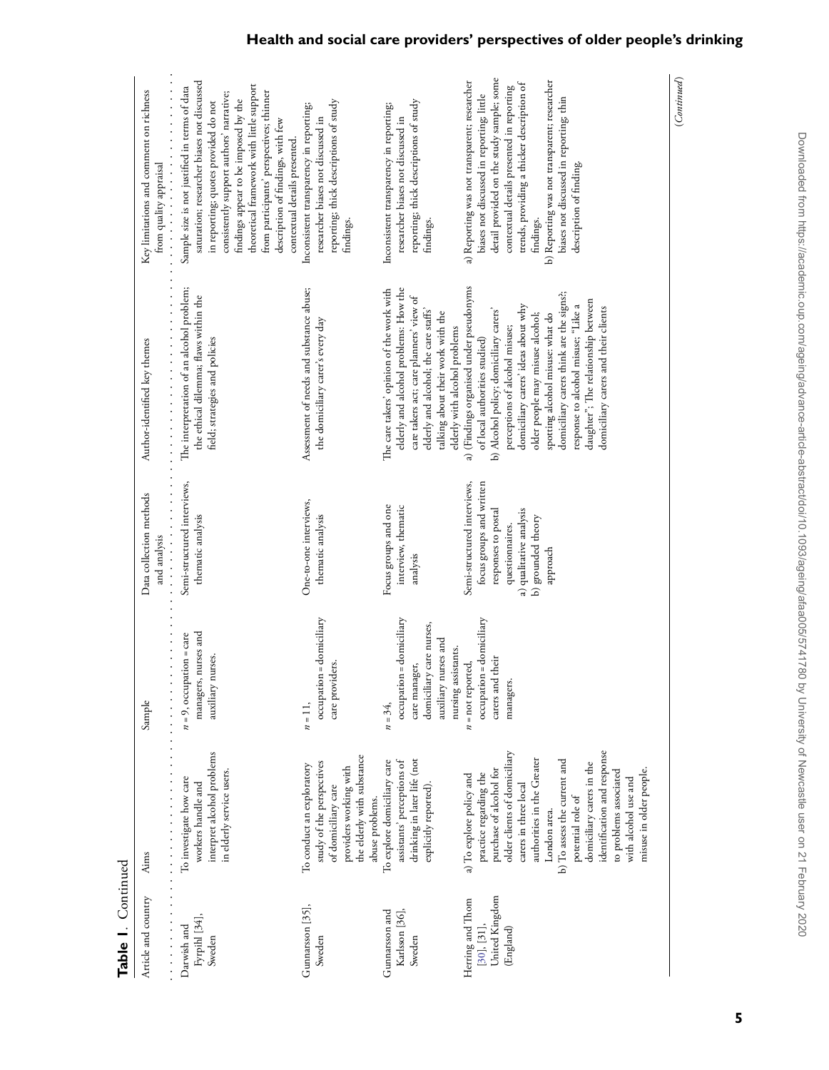**Table 1.** Continued

| Article and country | Aims | Sample | Data collection methods and analysis | Author-identified key themes | Key limitations and comment on richness from quality appraisal |
|---|---|---|---|---|---|
| Darwish and Fyrpihl [34], Sweden | To investigate how care workers handle and interpret alcohol problems in elderly service users. | n = 9, occupation = care managers, nurses and auxiliary nurses. | Semi-structured interviews, thematic analysis | The interpretation of an alcohol problem; the ethical dilemma; flaws within the field; strategies and policies | Sample size is not justified in terms of data saturation; researcher biases not discussed in reporting; quotes provided do not consistently support authors' narrative; findings appear to be imposed by the theoretical framework with little support from participants' perspectives; thinner description of findings, with few contextual details presented. |
| Gunnarsson [35], Sweden | To conduct an exploratory study of the perspectives of domiciliary care providers working with the elderly with substance abuse problems. | n = 11, occupation = domiciliary care providers. | One-to-one interviews, thematic analysis | Assessment of needs and substance abuse; the domiciliary carer's every day | Inconsistent transparency in reporting; researcher biases not discussed in reporting; thick descriptions of study findings. |
| Gunnarsson and Karlsson [36], Sweden | To explore domiciliary care assistants' perceptions of drinking in later life (not explicitly reported). | n = 34, occupation = domiciliary care manager, domiciliary care nurses, auxiliary nurses and nursing assistants. | Focus groups and one interview, thematic analysis | The care takers' opinion of the work with elderly and alcohol problems: How the care takers act; care planners' view of elderly and alcohol; the care staffs' talking about their work with the elderly with alcohol problems | Inconsistent transparency in reporting; researcher biases not discussed in reporting; thick descriptions of study findings. |
| Herring and Thom [30], [31], United Kingdom (England) | a) To explore policy and practice regarding the purchase of alcohol for older clients of domiciliary carers in three local authorities in the Greater London area.<br>b) To assess the current and potential role of domiciliary carers in the identification and response to problems associated with alcohol use and misuse in older people. | n = not reported, occupation = domiciliary carers and their managers. | Semi-structured interviews, focus groups and written responses to postal questionnaires.<br>a) qualitative analysis<br>b) grounded theory approach | a) (Findings organised under pseudonyms of local authorities studied)<br>b) Alcohol policy; domiciliary carers' perceptions of alcohol misuse; domiciliary carers' ideas about why older people may misuse alcohol; spotting alcohol misuse: what do domiciliary carers think are the signs?; response to alcohol misuse: "Like a daughter"; The relationship between domiciliary carers and their clients | a) Reporting was not transparent; researcher biases not discussed in reporting; little detail provided on the study sample; some contextual details presented in reporting trends, providing a thicker description of findings.<br>b) Reporting was not transparent; researcher biases not discussed in reporting; thin description of finding. |

(*Continued*)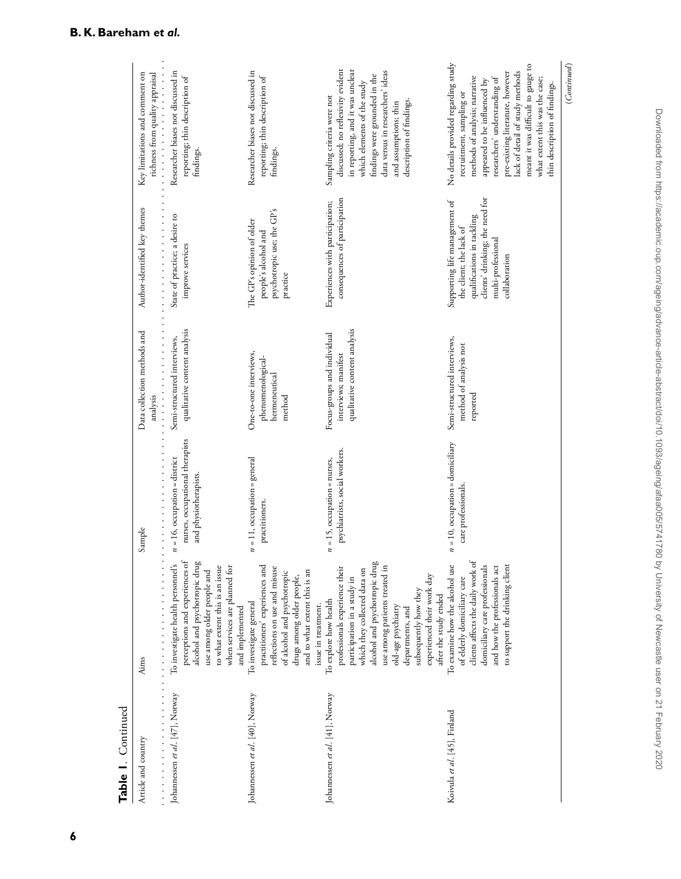**Table 1.** Continued

| Article and country | Aims | Sample | Data collection methods and analysis | Author-identified key themes | Key limitations and comment on richness from quality appraisal |
| --- | --- | --- | --- | --- | --- |
| Johannessen *et al.* [47], Norway | To investigate health personnel's perceptions and experiences of alcohol and psychotropic drug use among older people and to what extent this is an issue when services are planned for and implemented | *n* = 16, occupation = district nurses, occupational therapists and physiotherapists. | Semi-structured interviews, qualitative content analysis | State of practice; a desire to improve services | Researcher biases not discussed in reporting; thin description of findings. |
| Johannessen *et al.* [40], Norway | To investigate general practitioners' experiences and reflections on use and misuse of alcohol and psychotropic drugs among older people, and to what extent this is an issue in treatment. | *n* = 11, occupation = general practitioners. | One-to-one interviews, phenomenological-hermeneutical method | The GP's opinion of older people's alcohol and psychotropic use; the GP's practice | Researcher biases not discussed in reporting; thin description of findings. |
| Johannessen *et al.* [41], Norway | To explore how health professionals experience their participation in a study in which they collected data on alcohol and psychotropic drug use among patients treated in old-age psychiatry departments, and subsequently how they experienced their work day after the study ended | *n* = 15, occupation = nurses, psychiatrists, social workers. | Focus-groups and individual interviews; manifest qualitative content analysis | Experiences with participation; consequences of participation | Sampling criteria were not discussed; no reflexivity evident in reporting, and it was unclear which elements of the study findings were grounded in the data versus in researchers' ideas and assumptions; thin description of findings. |
| Koivula *et al.* [45], Finland | To examine how the alcohol use of elderly domiciliary care clients affects the daily work of domiciliary care professionals and how the professionals act to support the drinking client | *n* = 10, occupation = domiciliary care professionals. | Semi-structured interviews, method of analysis not reported | Supporting life management of the client; the lack of qualifications in tackling clients' drinking; the need for multi-professional collaboration | No details provided regarding study recruitment, sampling or methods of analysis; narrative appeared to be influenced by researchers' understanding of pre-existing literature, however lack of detail of study methods meant it was difficult to gauge to what extent this was the case; thin description of findings. |

(*Continued*)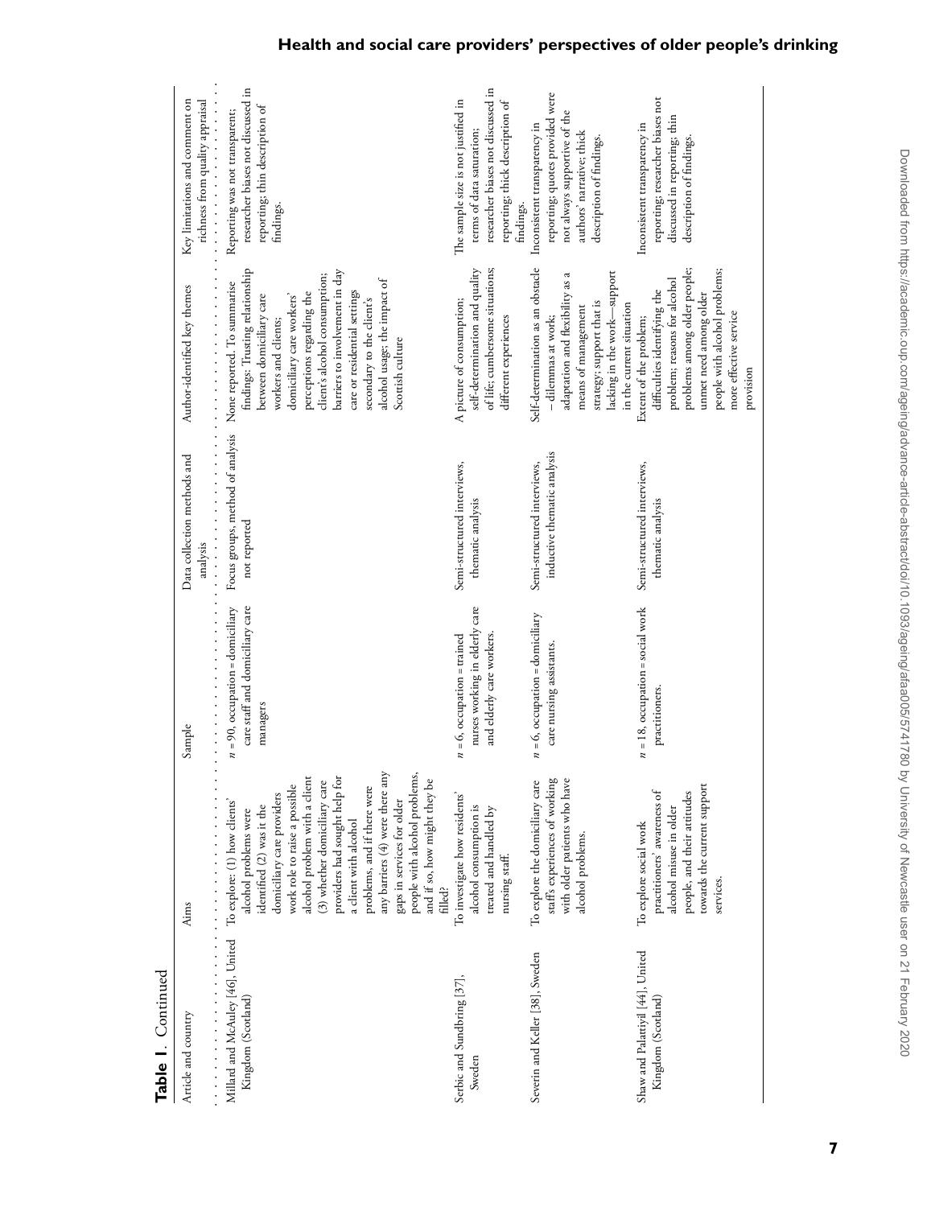**Table 1.** Continued

| Article and country | Aims | Sample | Data collection methods and analysis | Author-identified key themes | Key limitations and comment on richness from quality appraisal |
|---|---|---|---|---|---|
| Millard and McAuley [46], United Kingdom (Scotland) | To explore: (1) how clients' alcohol problems were identified (2) was it the domiciliary care providers work role to raise a possible alcohol problem with a client (3) whether domiciliary care providers had sought help for a client with alcohol problems, and if there were any barriers (4) were there any gaps in services for older people with alcohol problems, and if so, how might they be filled? | *n* = 90, occupation = domiciliary care staff and domiciliary care managers | Focus groups, method of analysis not reported | None reported. To summarise findings: Trusting relationship between domiciliary care workers and clients; domiciliary care workers' perceptions regarding the client's alcohol consumption; barriers to involvement in day care or residential settings secondary to the client's alcohol usage; the impact of Scottish culture | Reporting was not transparent; researcher biases not discussed in reporting; thin description of findings. |
| Serbic and Sundbring [37], Sweden | To investigate how residents' alcohol consumption is treated and handled by nursing staff. | *n* = 6, occupation = trained nurses working in elderly care and elderly care workers. | Semi-structured interviews, thematic analysis | A picture of consumption; self-determination and quality of life; cumbersome situations; different experiences | The sample size is not justified in terms of data saturation; researcher biases not discussed in reporting; thick description of findings. |
| Severin and Keller [38], Sweden | To explore the domiciliary care staff's experiences of working with older patients who have alcohol problems. | *n* = 6, occupation = domiciliary care nursing assistants. | Semi-structured interviews, inductive thematic analysis | Self-determination as an obstacle—dilemmas at work; adaptation and flexibility as a means of management strategy; support that is lacking in the work—support in the current situation | Inconsistent transparency in reporting; quotes provided were not always supportive of the authors' narrative; thick description of findings. |
| Shaw and Palattiyil [44], United Kingdom (Scotland) | To explore social work practitioners' awareness of alcohol misuse in older people, and their attitudes towards the current support services. | *n* = 18, occupation = social work practitioners. | Semi-structured interviews, thematic analysis | Extent of the problem; difficulties identifying the problem; reasons for alcohol problems among older people; unmet need among older people with alcohol problems; more effective service provision | Inconsistent transparency in reporting; researcher biases not discussed in reporting; thin description of findings. |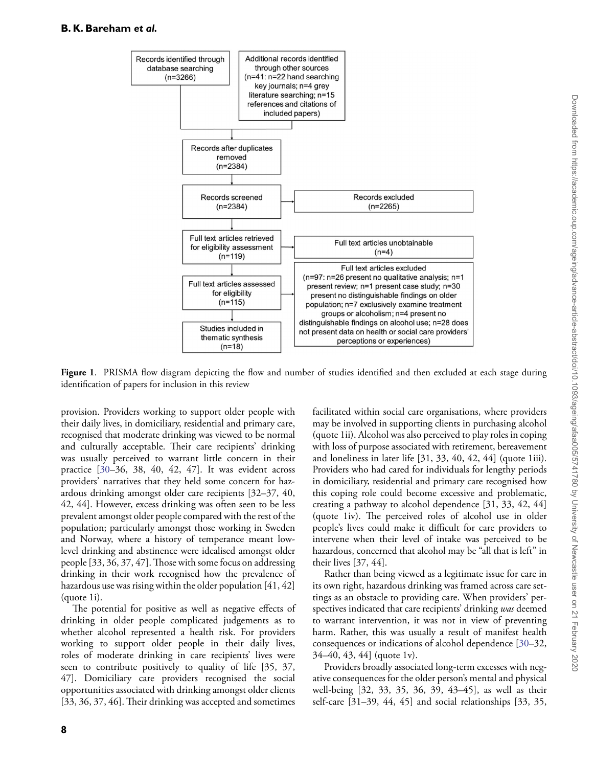Records identified through database searching (n=3266)

Additional records identified through other sources (n=41: n=22 hand searching key journals; n=4 grey literature searching; n=15 references and citations of included papers)

Records after duplicates removed (n=2384)

Records screened (n=2384)

Records excluded (n=2265)

Full text articles retrieved for eligibility assessment (n=119)

Full text articles unobtainable (n=4)

Full text articles assessed for eligibility (n=115)

Full text articles excluded (n=97: n=26 present no qualitative analysis; n=1 present review; n=1 present case study; n=30 present no distinguishable findings on older population; n=7 exclusively examine treatment groups or alcoholism; n=4 present no distinguishable findings on alcohol use; n=28 does not present data on health or social care providers' perceptions or experiences)

Studies included in thematic synthesis (n=18)

**Figure 1**. PRISMA flow diagram depicting the flow and number of studies identified and then excluded at each stage during identification of papers for inclusion in this review

provision. Providers working to support older people with their daily lives, in domiciliary, residential and primary care, recognised that moderate drinking was viewed to be normal and culturally acceptable. Their care recipients' drinking was usually perceived to warrant little concern in their practice [30–36, 38, 40, 42, 47]. It was evident across providers' narratives that they held some concern for hazardous drinking amongst older care recipients [32–37, 40, 42, 44]. However, excess drinking was often seen to be less prevalent amongst older people compared with the rest of the population; particularly amongst those working in Sweden and Norway, where a history of temperance meant low-level drinking and abstinence were idealised amongst older people [33, 36, 37, 47]. Those with some focus on addressing drinking in their work recognised how the prevalence of hazardous use was rising within the older population [41, 42] (quote 1i).

The potential for positive as well as negative effects of drinking in older people complicated judgements as to whether alcohol represented a health risk. For providers working to support older people in their daily lives, roles of moderate drinking in care recipients' lives were seen to contribute positively to quality of life [35, 37, 47]. Domiciliary care providers recognised the social opportunities associated with drinking amongst older clients [33, 36, 37, 46]. Their drinking was accepted and sometimes facilitated within social care organisations, where providers may be involved in supporting clients in purchasing alcohol (quote 1ii). Alcohol was also perceived to play roles in coping with loss of purpose associated with retirement, bereavement and loneliness in later life [31, 33, 40, 42, 44] (quote 1iii). Providers who had cared for individuals for lengthy periods in domiciliary, residential and primary care recognised how this coping role could become excessive and problematic, creating a pathway to alcohol dependence [31, 33, 42, 44] (quote 1iv). The perceived roles of alcohol use in older people's lives could make it difficult for care providers to intervene when their level of intake was perceived to be hazardous, concerned that alcohol may be "all that is left" in their lives [37, 44].

Rather than being viewed as a legitimate issue for care in its own right, hazardous drinking was framed across care settings as an obstacle to providing care. When providers' perspectives indicated that care recipients' drinking *was* deemed to warrant intervention, it was not in view of preventing harm. Rather, this was usually a result of manifest health consequences or indications of alcohol dependence [30–32, 34–40, 43, 44] (quote 1v).

Providers broadly associated long-term excesses with negative consequences for the older person's mental and physical well-being [32, 33, 35, 36, 39, 43–45], as well as their self-care [31–39, 44, 45] and social relationships [33, 35,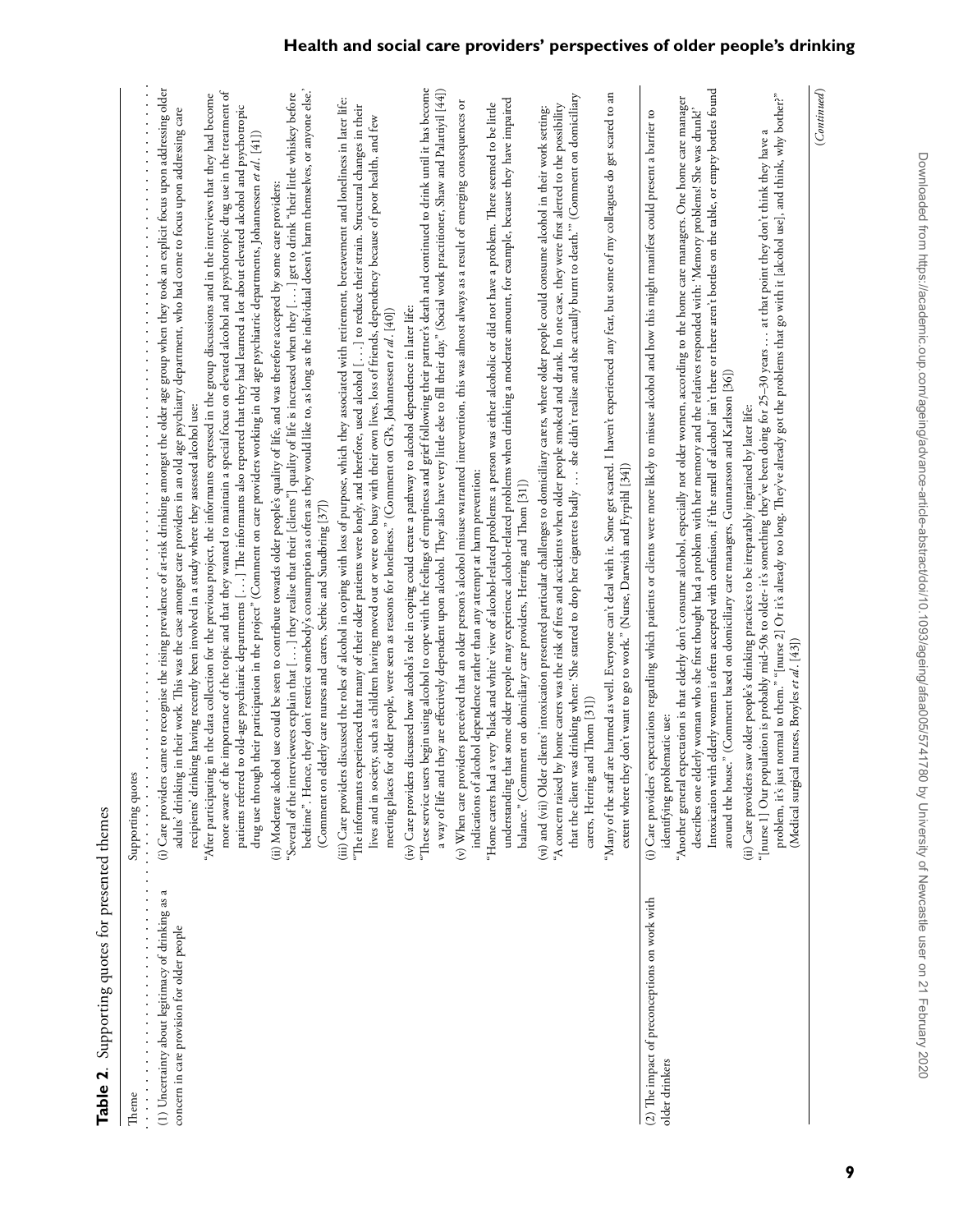**Table 2.** Supporting quotes for presented themes

| Theme | Supporting quotes |
|---|---|
| (1) Uncertainty about legitimacy of drinking as a concern in care provision for older people | (i) Care providers came to recognise the rising prevalence of at-risk drinking amongst the older age group when they took an explicit focus upon addressing older adults' drinking in their work. This was the case amongst care providers in an old age psychiatry department, who had come to focus upon addressing care recipients' drinking having recently been involved in a study where they assessed alcohol use:<br>"After participating in the data collection for the previous project, the informants expressed in the group discussions and in the interviews that they had become more aware of the importance of the topic and that they wanted to maintain a special focus on elevated alcohol and psychotropic drug use in the treatment of patients referred to old-age psychiatric departments [...] The informants also reported that they had learned a lot about elevated alcohol and psychotropic drug use through their participation in the project" (Comment on care providers working in old age psychiatric departments, Johannessen *et al*. [41])<br>(ii) Moderate alcohol use could be seen to contribute towards older people's quality of life, and was therefore accepted by some care providers:<br>"Several of the interviewees explain that [...] they realise that their [clients''] quality of life is increased when they [...] get to drink "their little whiskey before bedtime". Hence, they don't restrict somebody's consumption as often as they would like to, as long as the individual doesn't harm themselves, or anyone else.' (Comment on elderly care nurses and carers, Serbic and Sundbring [37])<br>(iii) Care providers discussed the roles of alcohol in coping with loss of purpose, which they associated with retirement, bereavement and loneliness in later life:<br>"The informants experienced that many of their older patients were lonely, and therefore, used alcohol [...] to reduce their strain. Structural changes in their lives and in society, such as children having moved out or were too busy with their own lives, loss of friends, dependency because of poor health, and few meeting places for older people, were seen as reasons for loneliness." (Comment on GPs, Johannessen *et al*. [40])<br>(iv) Care providers discussed how alcohol's role in coping could create a pathway to alcohol dependence in later life:<br>"These service users begin using alcohol to cope with the feelings of emptiness and grief following their partner's death and continued to drink until it has become a way of life and they are effectively dependent upon alcohol. They also have very little else to fill their day." (Social work practitioner, Shaw and Palattiyil [44])<br>(v) When care providers perceived that an older person's alcohol misuse warranted intervention, this was almost always as a result of emerging consequences or indications of alcohol dependence rather than any attempt at harm prevention:<br>"Home carers had a very 'black and white' view of alcohol-related problems: a person was either alcoholic or did not have a problem. There seemed to be little understanding that some older people may experience alcohol-related problems when drinking a moderate amount, for example, because they have impaired balance." (Comment on domiciliary care providers, Herring and Thom [31])<br>(vi) and (vii) Older clients' intoxication presented particular challenges to domiciliary carers, where older people could consume alcohol in their work setting:<br>"A concern raised by home carers was the risk of fires and accidents when older people smoked and drank. In one case, they were first alerted to the possibility that the client was drinking when: 'She started to drop her cigarettes badly ... she didn't realise and she actually burnt to death.'" (Comment on domiciliary carers, Herring and Thom [31])<br>"Many of the staff are harmed as well. Everyone can't deal with it. Some get scared. I haven't experienced any fear, but some of my colleagues do get scared to an extent where they don't want to go to work." (Nurse, Darwish and Fyrpihl [34]) |
| (2) The impact of preconceptions on work with older drinkers | (i) Care providers' expectations regarding which patients or clients were more likely to misuse alcohol and how this might manifest could present a barrier to identifying problematic use:<br>"Another general expectation is that elderly don't consume alcohol, especially not older women, according to the home care managers. One home care manager describes one elderly woman who she first thought had a problem with her memory and the relatives responded with: 'Memory problems! She was drunk!' Intoxication with elderly women is often accepted with confusion, if 'the smell of alcohol' isn't there or there aren't bottles on the table, or empty bottles found around the house." (Comment based on domiciliary care managers, Gunnarsson and Karlsson [36])<br>(ii) Care providers saw older people's drinking practices to be irreparably ingrained by later life:<br>"[nurse 1] Our population is probably mid-50s to older- it's something they've been doing for 25–30 years ... at that point they don't think they have a problem, it's just normal to them." "[nurse 2] Or it's already too long. They've already got the problems that go with it [alcohol use], and think, why bother?" (Medical surgical nurses, Broyles *et al*. [43]) |

(*Continued*)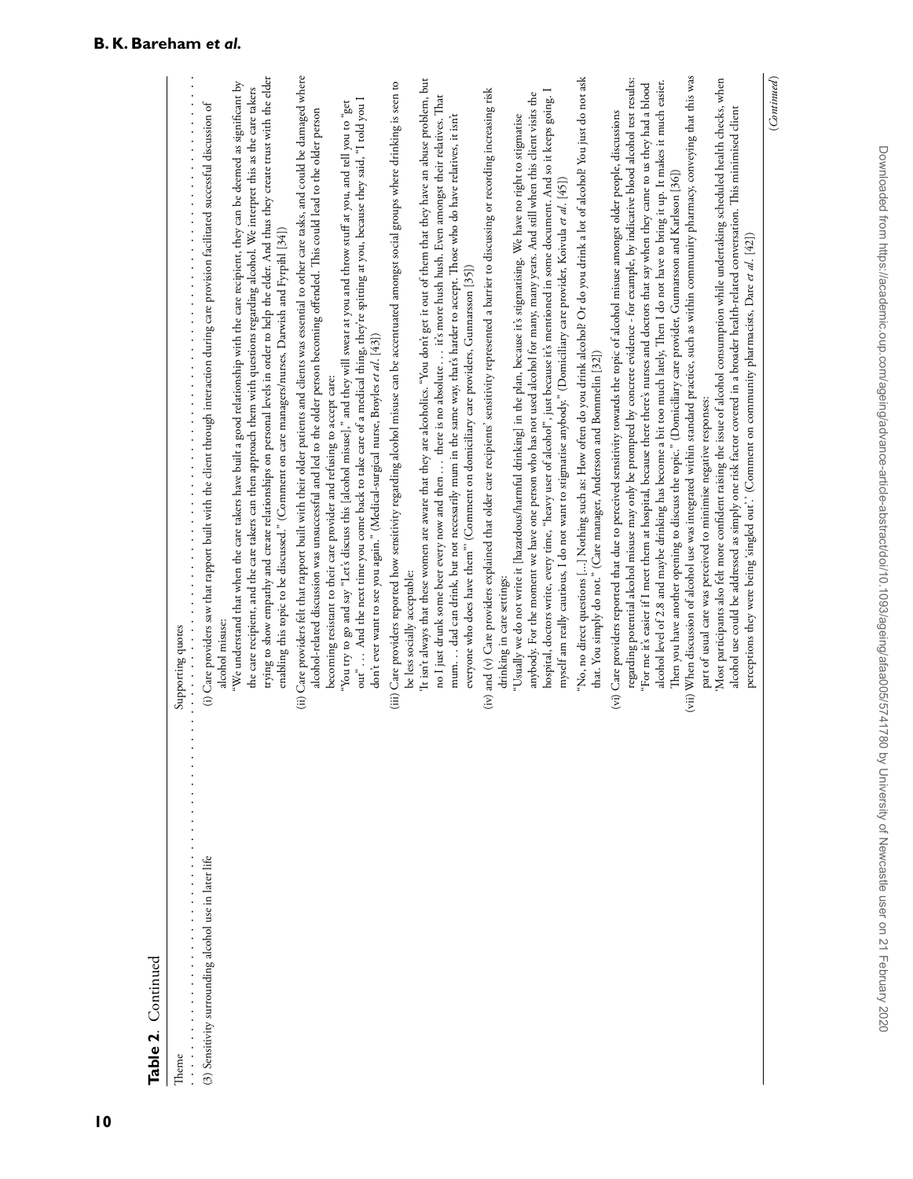**Table 2.** Continued

| Theme | Supporting quotes |
|---|---|
| (3) Sensitivity surrounding alcohol use in later life | (i) Care providers saw that rapport built with the client through interaction during care provision facilitated successful discussion of alcohol misuse: "We understand that when the care takers have built a good relationship with the care recipient, they can be deemed as significant by the care recipient, and the care takers can then approach them with questions regarding alcohol. We interpret this as the care takers trying to show empathy and create relationships on personal levels in order to help the elder. And thus they create trust with the elder enabling this topic to be discussed." (Comment on care managers/nurses, Darwish and Fyrpihl [34]) |
| | (ii) Care providers felt that rapport built with their older patients and clients was essential to other care tasks, and could be damaged where alcohol-related discussion was unsuccessful and led to the older person becoming offended. This could lead to the older person becoming resistant to their care provider and refusing to accept care: "You try to go and say "Let's discuss this [alcohol misuse]," and they will swear at you and throw stuff at you, and tell you to "get out"… And the next time you come back to take care of a medical thing, they're spitting at you, because they said, "I told you I don't ever want to see you again. " (Medical-surgical nurse, Broyles *et al.* [43]) |
| | (iii) Care providers reported how sensitivity regarding alcohol misuse can be accentuated amongst social groups where drinking is seen to be less socially acceptable: 'It isn't always that these women are aware that they are alcoholics. "You don't get it out of them that they have an abuse problem, but no I just drunk some beer every now and then … there is no absolute … it's more hush hush. Even amongst their relatives. That mum… dad can drink, but not necessarily mum in the same way, that's harder to accept. Those who do have relatives, it isn't everyone who does have them"' (Comment on domiciliary care providers, Gunnarsson [35]) |
| | (iv) and (v) Care providers explained that older care recipients' sensitivity represented a barrier to discussing or recording increasing risk drinking in care settings: "Usually we do not write it [hazardous/harmful drinking] in the plan, because it's stigmatising. We have no right to stigmatise anybody. For the moment we have one person who has not used alcohol for many, many years. And still when this client visits the hospital, doctors write, every time, "heavy user of alcohol", just because it's mentioned in some document. And so it keeps going. I myself am really cautious, I do not want to stigmatise anybody." (Domiciliary care provider, Koivula *et al.* [45]) "No, no direct questions [...] Nothing such as: How often do you drink alcohol? Or do you drink a lot of alcohol? You just do not ask that. You simply do not." (Care manager, Andersson and Bommelin [32]) |
| | (vi) Care providers reported that due to perceived sensitivity towards the topic of alcohol misuse amongst older people, discussions regarding potential alcohol misuse may only be prompted by concrete evidence - for example, by indicative blood alcohol test results: "For me it's easier if I meet them at hospital, because there there's nurses and doctors that say when they came to us they had a blood alcohol level of 2.8 and maybe drinking has become a bit too much lately. Then I do not have to bring it up. It makes it much easier. Then you have another opening to discuss the topic." (Domiciliary care provider, Gunnarsson and Karlsson [36]) |
| | (vii) When discussion of alcohol use was integrated within standard practice, such as within community pharmacy, conveying that this was part of usual care was perceived to minimise negative responses: 'Most participants also felt more confident raising the issue of alcohol consumption while undertaking scheduled health checks, when alcohol use could be addressed as simply one risk factor covered in a broader health-related conversation. This minimised client perceptions they were being 'singled out'.' (Comment on community pharmacists, Dare *et al.* [42]) |

(*Continued*)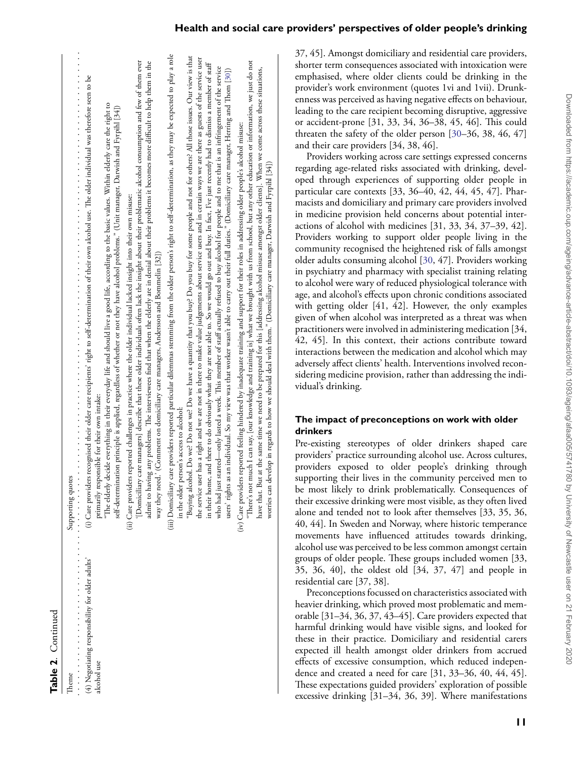**Table 2.** Continued

| Theme | Supporting quotes |
|---|---|
| (4) Negotiating responsibility for older adults' alcohol use | (i) Care providers recognised their older care recipients' right to self-determination of their own alcohol use. The older individual was therefore seen to be primarily responsible for their own intake:<br>"The elderly decide everything in their everyday life and should live a good life, according to the basic values. Within elderly care the right to self-determination principle is applied, regardless of whether or not they have alcohol problems." (Unit manager, Darwish and Fyrpihl [34])<br>(ii) Care providers reported challenges in practice where the older individual lacked insight into their own misuse:<br>'[Domiciliary care managers] describe that these older individuals often lack the insight about their problematic alcohol consumption and few of them ever admit to having any problems. The interviewees find that when the elderly are in denial about their problems it becomes more difficult to help them in the way they need.' (Comment on domiciliary care managers, Andersson and Bommelin [32])<br>(iii) Domiciliary care providers reported particular dilemmas stemming from the older person's right to self-determination, as they may be expected to play a role in the older person's access to alcohol:<br>"Buying alcohol. Do we? Do we not we? Do we have a quantity that you buy? Do you buy for some people and not for others? All those issues. Our view is that the service user has a right and we are not in there to make value judgements about service users and in certain ways we are there as guests of the service user in their home, and there to do obviously what they are not able to. So we would go out and buy. In fact, I've just recently had to dismiss a member of staff who had just started—only lasted a week. This member of staff actually refused to buy alcohol for people and to me that is an infringement of the service users' rights as an individual. So my view was that worker wasn't able to carry out their full duties." (Domiciliary care manager, Herring and Thom [30])<br>(iv) Care providers reported feeling hindered by inadequate training and support for their roles in addressing older people's alcohol misuse:<br>"There's not much I can say, [our knowledge and training is] what we brought with us from school, but any other education or information, we just do not have that. But at the same time we need to be prepared for this [addressing alcohol misuse amongst older clients]. When we come across these situations, worries can develop in regards to how we should deal with them." (Domiciliary care manager, Darwish and Fyrpihl [34]) |

37, 45]. Amongst domiciliary and residential care providers, shorter term consequences associated with intoxication were emphasised, where older clients could be drinking in the provider's work environment (quotes 1vi and 1vii). Drunkenness was perceived as having negative effects on behaviour, leading to the care recipient becoming disruptive, aggressive or accident-prone [31, 33, 34, 36–38, 45, 46]. This could threaten the safety of the older person [30–36, 38, 46, 47] and their care providers [34, 38, 46].

Providers working across care settings expressed concerns regarding age-related risks associated with drinking, developed through experiences of supporting older people in particular care contexts [33, 36–40, 42, 44, 45, 47]. Pharmacists and domiciliary and primary care providers involved in medicine provision held concerns about potential interactions of alcohol with medicines [31, 33, 34, 37–39, 42]. Providers working to support older people living in the community recognised the heightened risk of falls amongst older adults consuming alcohol [30, 47]. Providers working in psychiatry and pharmacy with specialist training relating to alcohol were wary of reduced physiological tolerance with age, and alcohol's effects upon chronic conditions associated with getting older [41, 42]. However, the only examples given of when alcohol was interpreted as a threat was when practitioners were involved in administering medication [34, 42, 45]. In this context, their actions contribute toward interactions between the medication and alcohol which may adversely affect clients' health. Interventions involved reconsidering medicine provision, rather than addressing the individual's drinking.

### The impact of preconceptions on work with older drinkers

Pre-existing stereotypes of older drinkers shaped care providers' practice surrounding alcohol use. Across cultures, providers exposed to older people's drinking through supporting their lives in the community perceived men to be most likely to drink problematically. Consequences of their excessive drinking were most visible, as they often lived alone and tended not to look after themselves [33, 35, 36, 40, 44]. In Sweden and Norway, where historic temperance movements have influenced attitudes towards drinking, alcohol use was perceived to be less common amongst certain groups of older people. These groups included women [33, 35, 36, 40], the oldest old [34, 37, 47] and people in residential care [37, 38].

Preconceptions focussed on characteristics associated with heavier drinking, which proved most problematic and memorable [31–34, 36, 37, 43–45]. Care providers expected that harmful drinking would have visible signs, and looked for these in their practice. Domiciliary and residential carers expected ill health amongst older drinkers from accrued effects of excessive consumption, which reduced independence and created a need for care [31, 33–36, 40, 44, 45]. These expectations guided providers' exploration of possible excessive drinking [31–34, 36, 39]. Where manifestations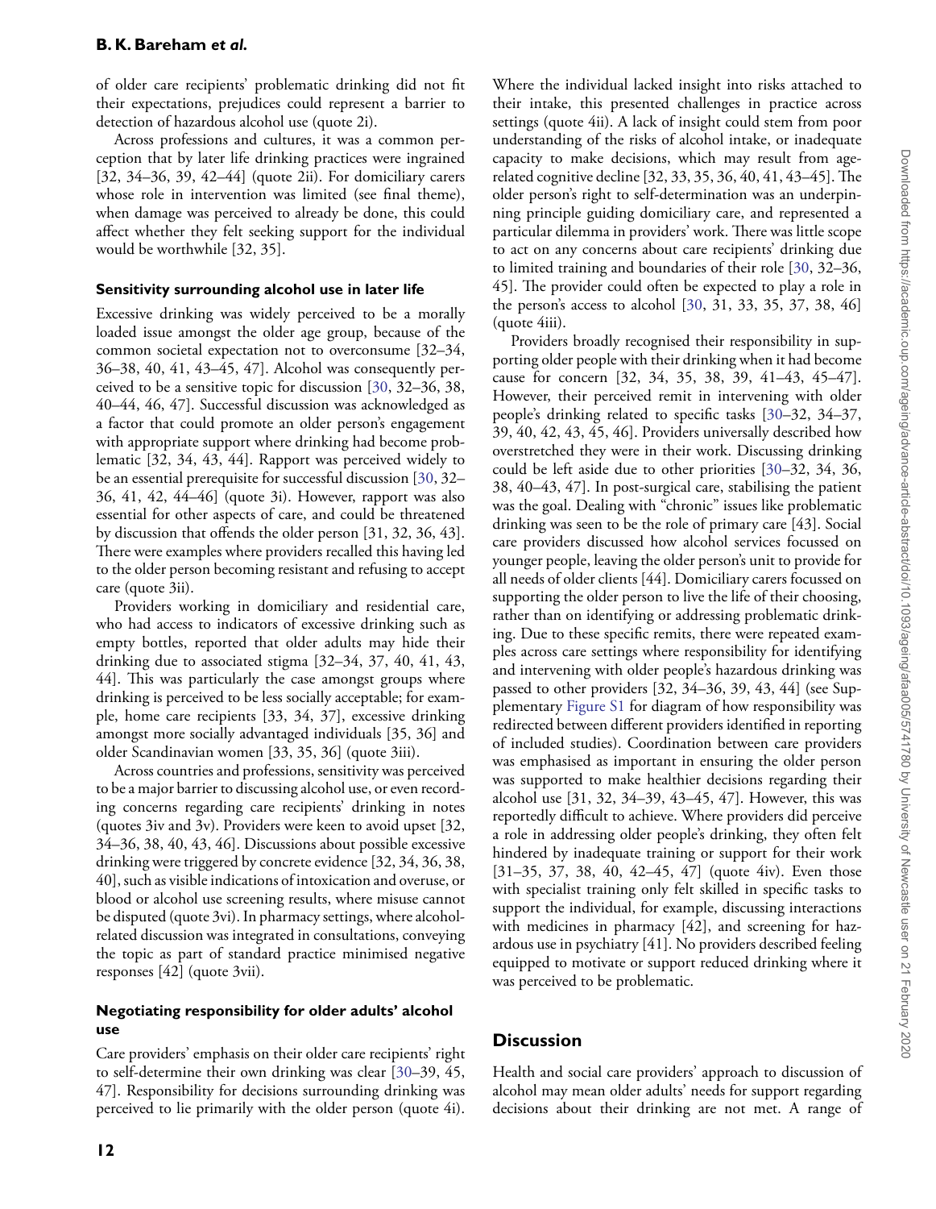of older care recipients' problematic drinking did not fit their expectations, prejudices could represent a barrier to detection of hazardous alcohol use (quote 2i).

Across professions and cultures, it was a common perception that by later life drinking practices were ingrained [32, 34–36, 39, 42–44] (quote 2ii). For domiciliary carers whose role in intervention was limited (see final theme), when damage was perceived to already be done, this could affect whether they felt seeking support for the individual would be worthwhile [32, 35].

### Sensitivity surrounding alcohol use in later life

Excessive drinking was widely perceived to be a morally loaded issue amongst the older age group, because of the common societal expectation not to overconsume [32–34, 36–38, 40, 41, 43–45, 47]. Alcohol was consequently perceived to be a sensitive topic for discussion [30, 32–36, 38, 40–44, 46, 47]. Successful discussion was acknowledged as a factor that could promote an older person's engagement with appropriate support where drinking had become problematic [32, 34, 43, 44]. Rapport was perceived widely to be an essential prerequisite for successful discussion [30, 32–36, 41, 42, 44–46] (quote 3i). However, rapport was also essential for other aspects of care, and could be threatened by discussion that offends the older person [31, 32, 36, 43]. There were examples where providers recalled this having led to the older person becoming resistant and refusing to accept care (quote 3ii).

Providers working in domiciliary and residential care, who had access to indicators of excessive drinking such as empty bottles, reported that older adults may hide their drinking due to associated stigma [32–34, 37, 40, 41, 43, 44]. This was particularly the case amongst groups where drinking is perceived to be less socially acceptable; for example, home care recipients [33, 34, 37], excessive drinking amongst more socially advantaged individuals [35, 36] and older Scandinavian women [33, 35, 36] (quote 3iii).

Across countries and professions, sensitivity was perceived to be a major barrier to discussing alcohol use, or even recording concerns regarding care recipients' drinking in notes (quotes 3iv and 3v). Providers were keen to avoid upset [32, 34–36, 38, 40, 43, 46]. Discussions about possible excessive drinking were triggered by concrete evidence [32, 34, 36, 38, 40], such as visible indications of intoxication and overuse, or blood or alcohol use screening results, where misuse cannot be disputed (quote 3vi). In pharmacy settings, where alcohol-related discussion was integrated in consultations, conveying the topic as part of standard practice minimised negative responses [42] (quote 3vii).

### Negotiating responsibility for older adults' alcohol use

Care providers' emphasis on their older care recipients' right to self-determine their own drinking was clear [30–39, 45, 47]. Responsibility for decisions surrounding drinking was perceived to lie primarily with the older person (quote 4i). Where the individual lacked insight into risks attached to their intake, this presented challenges in practice across settings (quote 4ii). A lack of insight could stem from poor understanding of the risks of alcohol intake, or inadequate capacity to make decisions, which may result from age-related cognitive decline [32, 33, 35, 36, 40, 41, 43–45]. The older person's right to self-determination was an underpinning principle guiding domiciliary care, and represented a particular dilemma in providers' work. There was little scope to act on any concerns about care recipients' drinking due to limited training and boundaries of their role [30, 32–36, 45]. The provider could often be expected to play a role in the person's access to alcohol [30, 31, 33, 35, 37, 38, 46] (quote 4iii).

Providers broadly recognised their responsibility in supporting older people with their drinking when it had become cause for concern [32, 34, 35, 38, 39, 41–43, 45–47]. However, their perceived remit in intervening with older people's drinking related to specific tasks [30–32, 34–37, 39, 40, 42, 43, 45, 46]. Providers universally described how overstretched they were in their work. Discussing drinking could be left aside due to other priorities [30–32, 34, 36, 38, 40–43, 47]. In post-surgical care, stabilising the patient was the goal. Dealing with "chronic" issues like problematic drinking was seen to be the role of primary care [43]. Social care providers discussed how alcohol services focussed on younger people, leaving the older person's unit to provide for all needs of older clients [44]. Domiciliary carers focussed on supporting the older person to live the life of their choosing, rather than on identifying or addressing problematic drinking. Due to these specific remits, there were repeated examples across care settings where responsibility for identifying and intervening with older people's hazardous drinking was passed to other providers [32, 34–36, 39, 43, 44] (see Supplementary Figure S1 for diagram of how responsibility was redirected between different providers identified in reporting of included studies). Coordination between care providers was emphasised as important in ensuring the older person was supported to make healthier decisions regarding their alcohol use [31, 32, 34–39, 43–45, 47]. However, this was reportedly difficult to achieve. Where providers did perceive a role in addressing older people's drinking, they often felt hindered by inadequate training or support for their work [31–35, 37, 38, 40, 42–45, 47] (quote 4iv). Even those with specialist training only felt skilled in specific tasks to support the individual, for example, discussing interactions with medicines in pharmacy [42], and screening for hazardous use in psychiatry [41]. No providers described feeling equipped to motivate or support reduced drinking where it was perceived to be problematic.

## Discussion

Health and social care providers' approach to discussion of alcohol may mean older adults' needs for support regarding decisions about their drinking are not met. A range of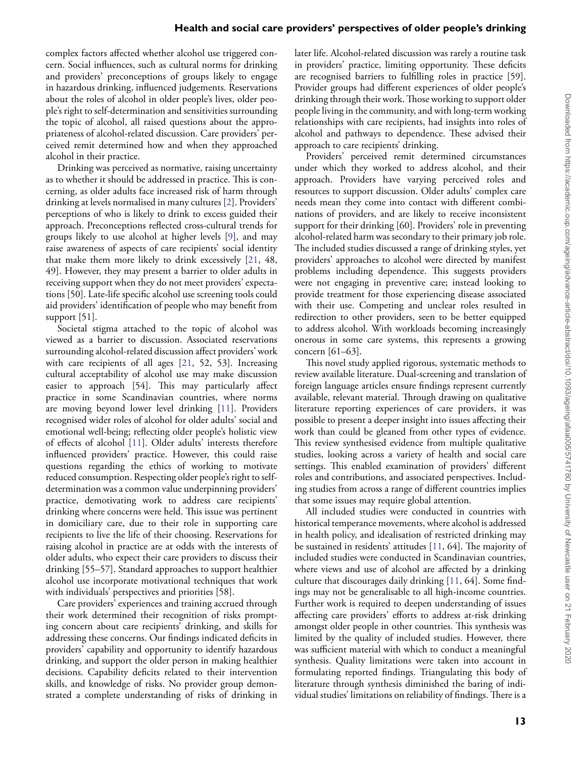complex factors affected whether alcohol use triggered concern. Social influences, such as cultural norms for drinking and providers' preconceptions of groups likely to engage in hazardous drinking, influenced judgements. Reservations about the roles of alcohol in older people's lives, older people's right to self-determination and sensitivities surrounding the topic of alcohol, all raised questions about the appropriateness of alcohol-related discussion. Care providers' perceived remit determined how and when they approached alcohol in their practice.

Drinking was perceived as normative, raising uncertainty as to whether it should be addressed in practice. This is concerning, as older adults face increased risk of harm through drinking at levels normalised in many cultures [2]. Providers' perceptions of who is likely to drink to excess guided their approach. Preconceptions reflected cross-cultural trends for groups likely to use alcohol at higher levels [9], and may raise awareness of aspects of care recipients' social identity that make them more likely to drink excessively [21, 48, 49]. However, they may present a barrier to older adults in receiving support when they do not meet providers' expectations [50]. Late-life specific alcohol use screening tools could aid providers' identification of people who may benefit from support [51].

Societal stigma attached to the topic of alcohol was viewed as a barrier to discussion. Associated reservations surrounding alcohol-related discussion affect providers' work with care recipients of all ages [21, 52, 53]. Increasing cultural acceptability of alcohol use may make discussion easier to approach [54]. This may particularly affect practice in some Scandinavian countries, where norms are moving beyond lower level drinking [11]. Providers recognised wider roles of alcohol for older adults' social and emotional well-being; reflecting older people's holistic view of effects of alcohol [11]. Older adults' interests therefore influenced providers' practice. However, this could raise questions regarding the ethics of working to motivate reduced consumption. Respecting older people's right to self-determination was a common value underpinning providers' practice, demotivating work to address care recipients' drinking where concerns were held. This issue was pertinent in domiciliary care, due to their role in supporting care recipients to live the life of their choosing. Reservations for raising alcohol in practice are at odds with the interests of older adults, who expect their care providers to discuss their drinking [55–57]. Standard approaches to support healthier alcohol use incorporate motivational techniques that work with individuals' perspectives and priorities [58].

Care providers' experiences and training accrued through their work determined their recognition of risks prompting concern about care recipients' drinking, and skills for addressing these concerns. Our findings indicated deficits in providers' capability and opportunity to identify hazardous drinking, and support the older person in making healthier decisions. Capability deficits related to their intervention skills, and knowledge of risks. No provider group demonstrated a complete understanding of risks of drinking in later life. Alcohol-related discussion was rarely a routine task in providers' practice, limiting opportunity. These deficits are recognised barriers to fulfilling roles in practice [59]. Provider groups had different experiences of older people's drinking through their work. Those working to support older people living in the community, and with long-term working relationships with care recipients, had insights into roles of alcohol and pathways to dependence. These advised their approach to care recipients' drinking.

Providers' perceived remit determined circumstances under which they worked to address alcohol, and their approach. Providers have varying perceived roles and resources to support discussion. Older adults' complex care needs mean they come into contact with different combinations of providers, and are likely to receive inconsistent support for their drinking [60]. Providers' role in preventing alcohol-related harm was secondary to their primary job role. The included studies discussed a range of drinking styles, yet providers' approaches to alcohol were directed by manifest problems including dependence. This suggests providers were not engaging in preventive care; instead looking to provide treatment for those experiencing disease associated with their use. Competing and unclear roles resulted in redirection to other providers, seen to be better equipped to address alcohol. With workloads becoming increasingly onerous in some care systems, this represents a growing concern [61–63].

This novel study applied rigorous, systematic methods to review available literature. Dual-screening and translation of foreign language articles ensure findings represent currently available, relevant material. Through drawing on qualitative literature reporting experiences of care providers, it was possible to present a deeper insight into issues affecting their work than could be gleaned from other types of evidence. This review synthesised evidence from multiple qualitative studies, looking across a variety of health and social care settings. This enabled examination of providers' different roles and contributions, and associated perspectives. Including studies from across a range of different countries implies that some issues may require global attention.

All included studies were conducted in countries with historical temperance movements, where alcohol is addressed in health policy, and idealisation of restricted drinking may be sustained in residents' attitudes [11, 64]. The majority of included studies were conducted in Scandinavian countries, where views and use of alcohol are affected by a drinking culture that discourages daily drinking [11, 64]. Some findings may not be generalisable to all high-income countries. Further work is required to deepen understanding of issues affecting care providers' efforts to address at-risk drinking amongst older people in other countries. This synthesis was limited by the quality of included studies. However, there was sufficient material with which to conduct a meaningful synthesis. Quality limitations were taken into account in formulating reported findings. Triangulating this body of literature through synthesis diminished the baring of individual studies' limitations on reliability of findings. There is a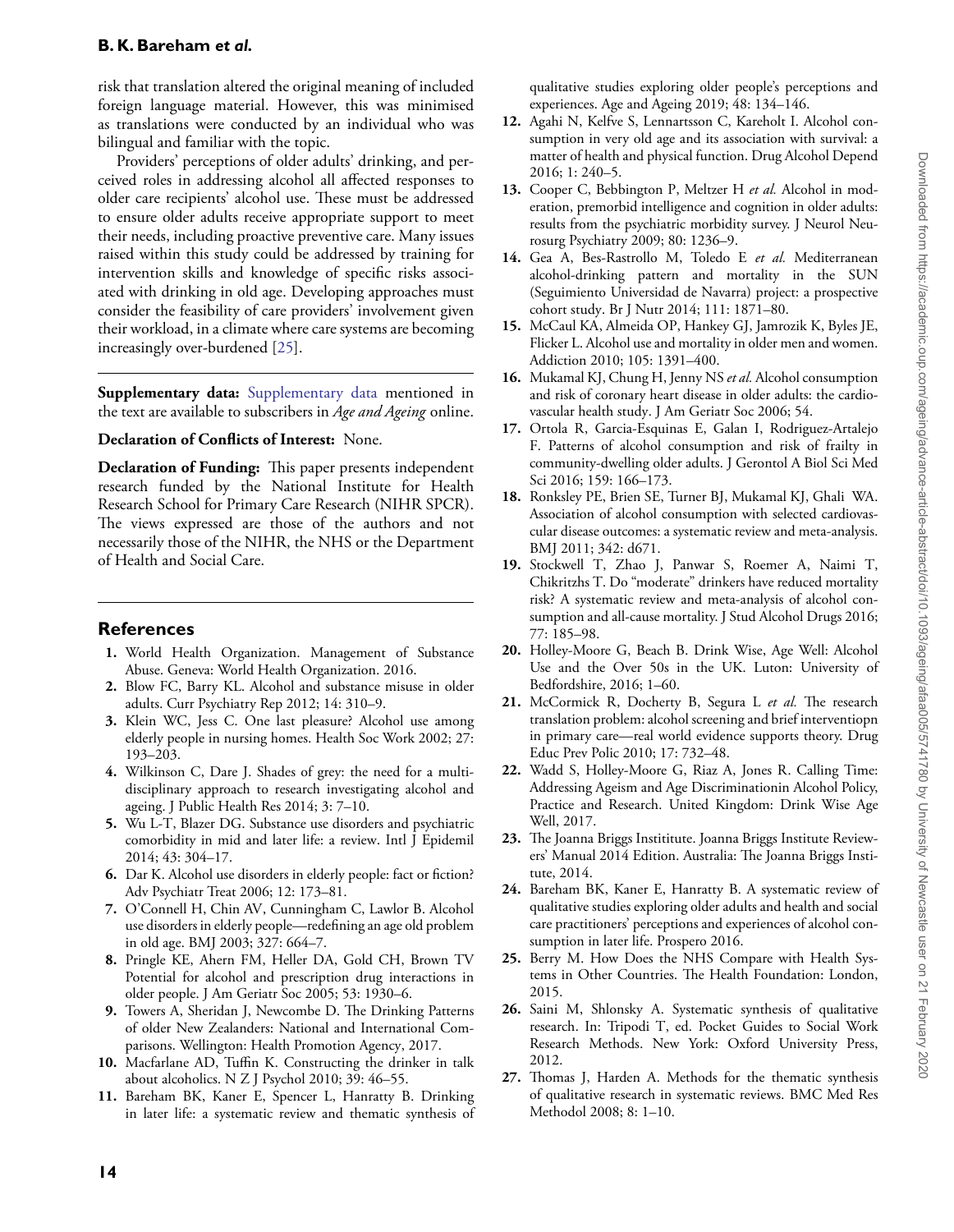risk that translation altered the original meaning of included foreign language material. However, this was minimised as translations were conducted by an individual who was bilingual and familiar with the topic.

Providers' perceptions of older adults' drinking, and perceived roles in addressing alcohol all affected responses to older care recipients' alcohol use. These must be addressed to ensure older adults receive appropriate support to meet their needs, including proactive preventive care. Many issues raised within this study could be addressed by training for intervention skills and knowledge of specific risks associated with drinking in old age. Developing approaches must consider the feasibility of care providers' involvement given their workload, in a climate where care systems are becoming increasingly over-burdened [25].

**Supplementary data:** Supplementary data mentioned in the text are available to subscribers in *Age and Ageing* online.

**Declaration of Conflicts of Interest:** None.

**Declaration of Funding:** This paper presents independent research funded by the National Institute for Health Research School for Primary Care Research (NIHR SPCR). The views expressed are those of the authors and not necessarily those of the NIHR, the NHS or the Department of Health and Social Care.

## References

1. World Health Organization. Management of Substance Abuse. Geneva: World Health Organization. 2016.
2. Blow FC, Barry KL. Alcohol and substance misuse in older adults. Curr Psychiatry Rep 2012; 14: 310–9.
3. Klein WC, Jess C. One last pleasure? Alcohol use among elderly people in nursing homes. Health Soc Work 2002; 27: 193–203.
4. Wilkinson C, Dare J. Shades of grey: the need for a multi-disciplinary approach to research investigating alcohol and ageing. J Public Health Res 2014; 3: 7–10.
5. Wu L-T, Blazer DG. Substance use disorders and psychiatric comorbidity in mid and later life: a review. Intl J Epidemil 2014; 43: 304–17.
6. Dar K. Alcohol use disorders in elderly people: fact or fiction? Adv Psychiatr Treat 2006; 12: 173–81.
7. O'Connell H, Chin AV, Cunningham C, Lawlor B. Alcohol use disorders in elderly people—redefining an age old problem in old age. BMJ 2003; 327: 664–7.
8. Pringle KE, Ahern FM, Heller DA, Gold CH, Brown TV Potential for alcohol and prescription drug interactions in older people. J Am Geriatr Soc 2005; 53: 1930–6.
9. Towers A, Sheridan J, Newcombe D. The Drinking Patterns of older New Zealanders: National and International Comparisons. Wellington: Health Promotion Agency, 2017.
10. Macfarlane AD, Tuffin K. Constructing the drinker in talk about alcoholics. N Z J Psychol 2010; 39: 46–55.
11. Bareham BK, Kaner E, Spencer L, Hanratty B. Drinking in later life: a systematic review and thematic synthesis of qualitative studies exploring older people's perceptions and experiences. Age and Ageing 2019; 48: 134–146.
12. Agahi N, Kelfve S, Lennartsson C, Kareholt I. Alcohol consumption in very old age and its association with survival: a matter of health and physical function. Drug Alcohol Depend 2016; 1: 240–5.
13. Cooper C, Bebbington P, Meltzer H *et al.* Alcohol in moderation, premorbid intelligence and cognition in older adults: results from the psychiatric morbidity survey. J Neurol Neurosurg Psychiatry 2009; 80: 1236–9.
14. Gea A, Bes-Rastrollo M, Toledo E *et al.* Mediterranean alcohol-drinking pattern and mortality in the SUN (Seguimiento Universidad de Navarra) project: a prospective cohort study. Br J Nutr 2014; 111: 1871–80.
15. McCaul KA, Almeida OP, Hankey GJ, Jamrozik K, Byles JE, Flicker L. Alcohol use and mortality in older men and women. Addiction 2010; 105: 1391–400.
16. Mukamal KJ, Chung H, Jenny NS *et al.* Alcohol consumption and risk of coronary heart disease in older adults: the cardiovascular health study. J Am Geriatr Soc 2006; 54.
17. Ortola R, Garcia-Esquinas E, Galan I, Rodriguez-Artalejo F. Patterns of alcohol consumption and risk of frailty in community-dwelling older adults. J Gerontol A Biol Sci Med Sci 2016; 159: 166–173.
18. Ronksley PE, Brien SE, Turner BJ, Mukamal KJ, Ghali WA. Association of alcohol consumption with selected cardiovascular disease outcomes: a systematic review and meta-analysis. BMJ 2011; 342: d671.
19. Stockwell T, Zhao J, Panwar S, Roemer A, Naimi T, Chikritzhs T. Do "moderate" drinkers have reduced mortality risk? A systematic review and meta-analysis of alcohol consumption and all-cause mortality. J Stud Alcohol Drugs 2016; 77: 185–98.
20. Holley-Moore G, Beach B. Drink Wise, Age Well: Alcohol Use and the Over 50s in the UK. Luton: University of Bedfordshire, 2016; 1–60.
21. McCormick R, Docherty B, Segura L *et al.* The research translation problem: alcohol screening and brief interventiopn in primary care—real world evidence supports theory. Drug Educ Prev Polic 2010; 17: 732–48.
22. Wadd S, Holley-Moore G, Riaz A, Jones R. Calling Time: Addressing Ageism and Age Discriminationin Alcohol Policy, Practice and Research. United Kingdom: Drink Wise Age Well, 2017.
23. The Joanna Briggs Instititute. Joanna Briggs Institute Reviewers' Manual 2014 Edition. Australia: The Joanna Briggs Institute, 2014.
24. Bareham BK, Kaner E, Hanratty B. A systematic review of qualitative studies exploring older adults and health and social care practitioners' perceptions and experiences of alcohol consumption in later life. Prospero 2016.
25. Berry M. How Does the NHS Compare with Health Systems in Other Countries. The Health Foundation: London, 2015.
26. Saini M, Shlonsky A. Systematic synthesis of qualitative research. In: Tripodi T, ed. Pocket Guides to Social Work Research Methods. New York: Oxford University Press, 2012.
27. Thomas J, Harden A. Methods for the thematic synthesis of qualitative research in systematic reviews. BMC Med Res Methodol 2008; 8: 1–10.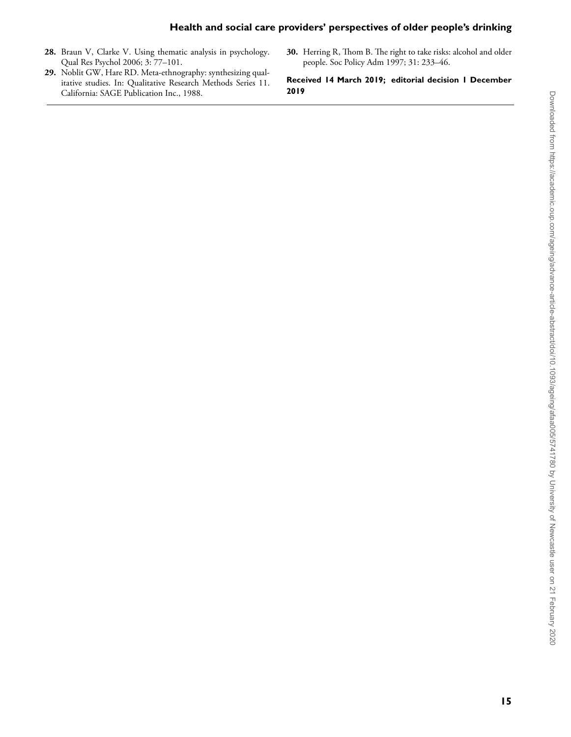28. Braun V, Clarke V. Using thematic analysis in psychology. Qual Res Psychol 2006; 3: 77–101.
29. Noblit GW, Hare RD. Meta-ethnography: synthesizing qualitative studies. In: Qualitative Research Methods Series 11. California: SAGE Publication Inc., 1988.
30. Herring R, Thom B. The right to take risks: alcohol and older people. Soc Policy Adm 1997; 31: 233–46.

**Received 14 March 2019; editorial decision 1 December 2019**